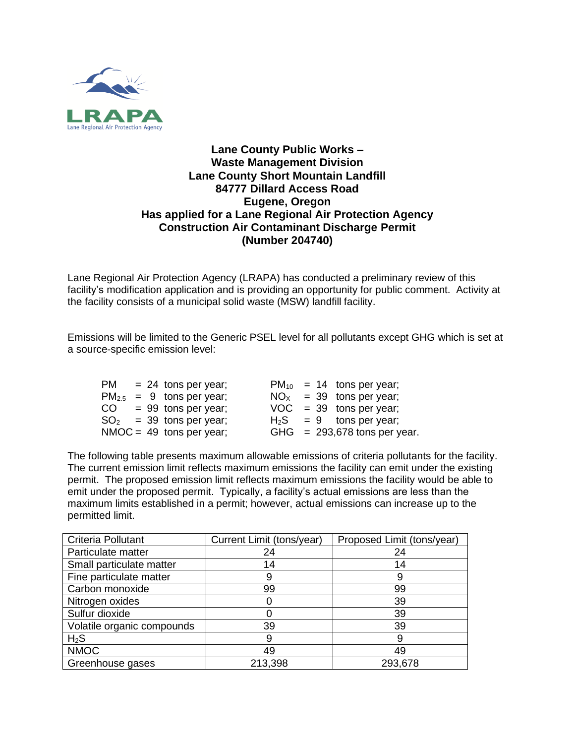**Lane County Public Works –**
**Waste Management Division**
**Lane County Short Mountain Landfill**
**84777 Dillard Access Road**
**Eugene, Oregon**
**Has applied for a Lane Regional Air Protection Agency**
**Construction Air Contaminant Discharge Permit**
**(Number 204740)**

Lane Regional Air Protection Agency (LRAPA) has conducted a preliminary review of this facility's modification application and is providing an opportunity for public comment. Activity at the facility consists of a municipal solid waste (MSW) landfill facility.

Emissions will be limited to the Generic PSEL level for all pollutants except GHG which is set at a source-specific emission level:

| | |
|---|---|
| PM = 24 tons per year; | $PM_{10}$ = 14 tons per year; |
| $PM_{2.5}$ = 9 tons per year; | $NO_X$ = 39 tons per year; |
| CO = 99 tons per year; | VOC = 39 tons per year; |
| $SO_2$ = 39 tons per year; | $H_2S$ = 9 tons per year; |
| NMOC = 49 tons per year; | GHG = 293,678 tons per year. |

The following table presents maximum allowable emissions of criteria pollutants for the facility. The current emission limit reflects maximum emissions the facility can emit under the existing permit. The proposed emission limit reflects maximum emissions the facility would be able to emit under the proposed permit. Typically, a facility's actual emissions are less than the maximum limits established in a permit; however, actual emissions can increase up to the permitted limit.

| Criteria Pollutant | Current Limit (tons/year) | Proposed Limit (tons/year) |
|---|---|---|
| Particulate matter | 24 | 24 |
| Small particulate matter | 14 | 14 |
| Fine particulate matter | 9 | 9 |
| Carbon monoxide | 99 | 99 |
| Nitrogen oxides | 0 | 39 |
| Sulfur dioxide | 0 | 39 |
| Volatile organic compounds | 39 | 39 |
| $H_2S$ | 9 | 9 |
| NMOC | 49 | 49 |
| Greenhouse gases | 213,398 | 293,678 |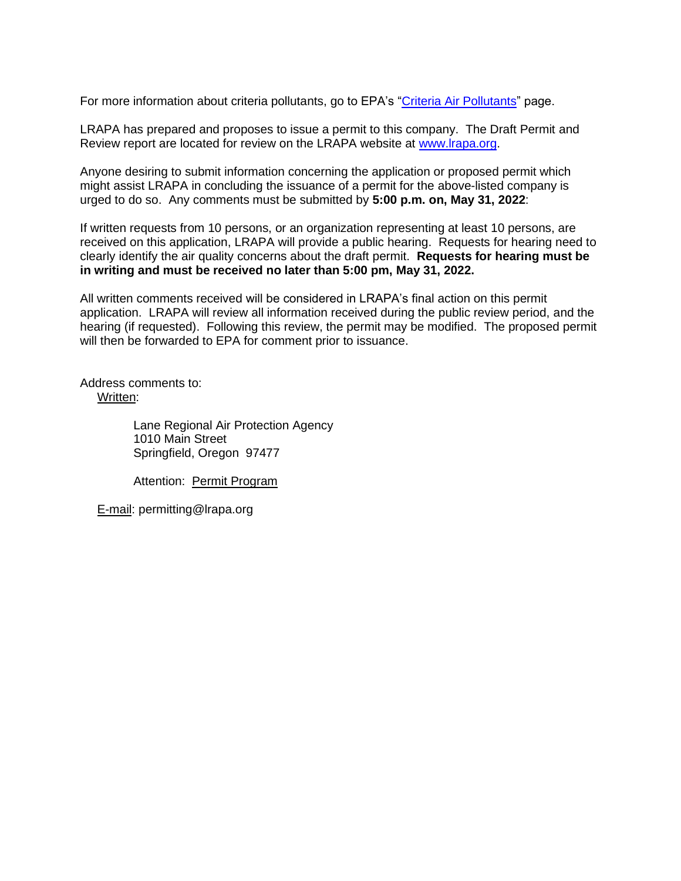For more information about criteria pollutants, go to EPA's "Criteria Air Pollutants" page.

LRAPA has prepared and proposes to issue a permit to this company. The Draft Permit and Review report are located for review on the LRAPA website at www.lrapa.org.

Anyone desiring to submit information concerning the application or proposed permit which might assist LRAPA in concluding the issuance of a permit for the above-listed company is urged to do so. Any comments must be submitted by **5:00 p.m. on, May 31, 2022**:

If written requests from 10 persons, or an organization representing at least 10 persons, are received on this application, LRAPA will provide a public hearing. Requests for hearing need to clearly identify the air quality concerns about the draft permit. **Requests for hearing must be in writing and must be received no later than 5:00 pm, May 31, 2022.**

All written comments received will be considered in LRAPA's final action on this permit application. LRAPA will review all information received during the public review period, and the hearing (if requested). Following this review, the permit may be modified. The proposed permit will then be forwarded to EPA for comment prior to issuance.

Address comments to:

Written:

Lane Regional Air Protection Agency
1010 Main Street
Springfield, Oregon 97477

Attention: Permit Program

E-mail: permitting@lrapa.org